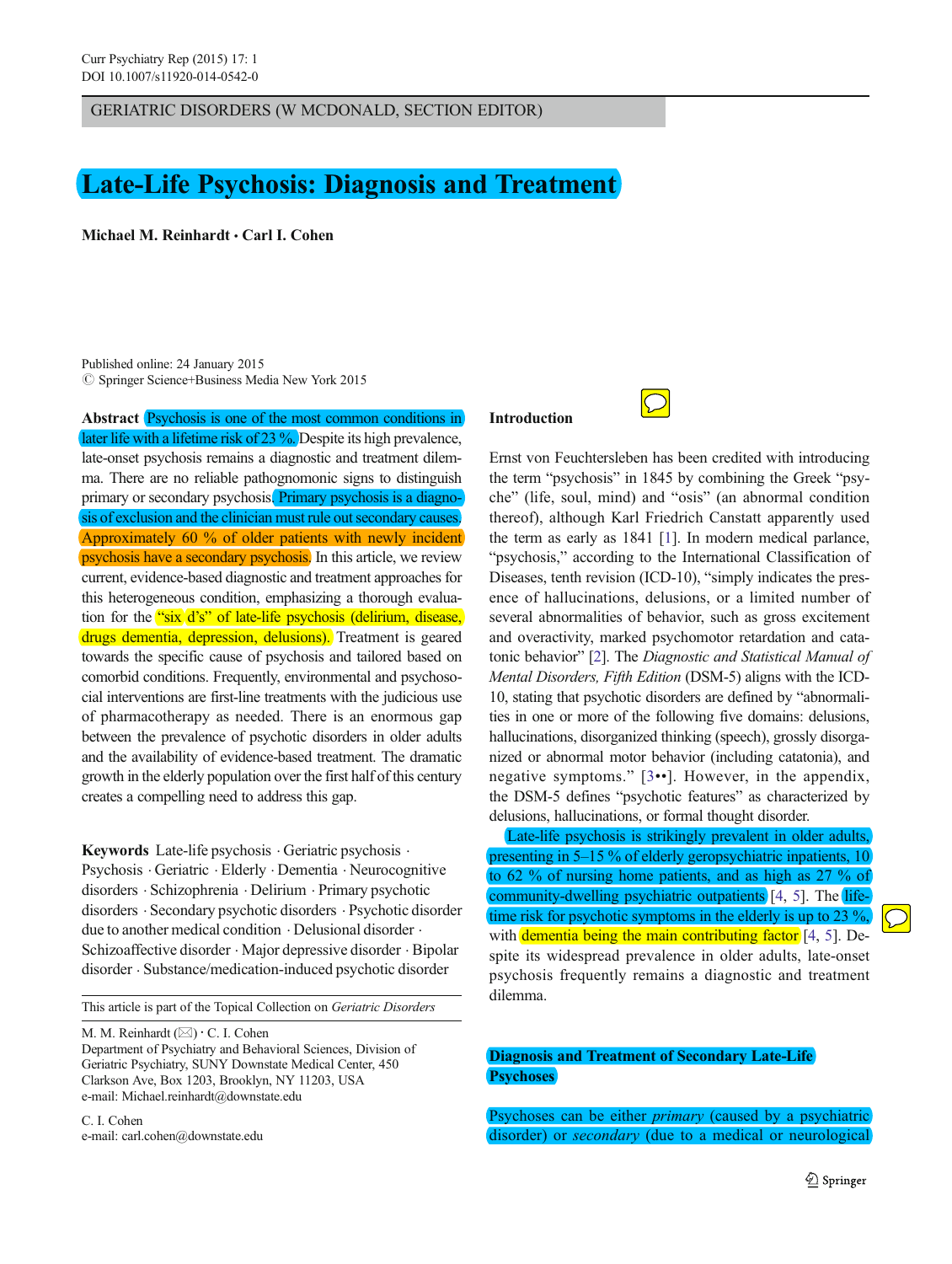GERIATRIC DISORDERS (W MCDONALD, SECTION EDITOR)

# Late-Life Psychosis: Diagnosis and Treatment

**Michael M. Reinhardt · Carl I. Cohen**

Published online: 24 January 2015
© Springer Science+Business Media New York 2015

**Abstract** Psychosis is one of the most common conditions in later life with a lifetime risk of 23 %. Despite its high prevalence, late-onset psychosis remains a diagnostic and treatment dilemma. There are no reliable pathognomonic signs to distinguish primary or secondary psychosis. Primary psychosis is a diagnosis of exclusion and the clinician must rule out secondary causes. Approximately 60 % of older patients with newly incident psychosis have a secondary psychosis. In this article, we review current, evidence-based diagnostic and treatment approaches for this heterogeneous condition, emphasizing a thorough evaluation for the "six d's" of late-life psychosis (delirium, disease, drugs dementia, depression, delusions). Treatment is geared towards the specific cause of psychosis and tailored based on comorbid conditions. Frequently, environmental and psychosocial interventions are first-line treatments with the judicious use of pharmacotherapy as needed. There is an enormous gap between the prevalence of psychotic disorders in older adults and the availability of evidence-based treatment. The dramatic growth in the elderly population over the first half of this century creates a compelling need to address this gap.

**Keywords** Late-life psychosis · Geriatric psychosis · Psychosis · Geriatric · Elderly · Dementia · Neurocognitive disorders · Schizophrenia · Delirium · Primary psychotic disorders · Secondary psychotic disorders · Psychotic disorder due to another medical condition · Delusional disorder · Schizoaffective disorder · Major depressive disorder · Bipolar disorder · Substance/medication-induced psychotic disorder

This article is part of the Topical Collection on *Geriatric Disorders*

M. M. Reinhardt (✉) · C. I. Cohen
Department of Psychiatry and Behavioral Sciences, Division of Geriatric Psychiatry, SUNY Downstate Medical Center, 450 Clarkson Ave, Box 1203, Brooklyn, NY 11203, USA
e-mail: Michael.reinhardt@downstate.edu

C. I. Cohen
e-mail: carl.cohen@downstate.edu

## Introduction

Ernst von Feuchtersleben has been credited with introducing the term "psychosis" in 1845 by combining the Greek "psyche" (life, soul, mind) and "osis" (an abnormal condition thereof), although Karl Friedrich Canstatt apparently used the term as early as 1841 [1]. In modern medical parlance, "psychosis," according to the International Classification of Diseases, tenth revision (ICD-10), "simply indicates the presence of hallucinations, delusions, or a limited number of several abnormalities of behavior, such as gross excitement and overactivity, marked psychomotor retardation and catatonic behavior" [2]. The *Diagnostic and Statistical Manual of Mental Disorders, Fifth Edition* (DSM-5) aligns with the ICD-10, stating that psychotic disorders are defined by "abnormalities in one or more of the following five domains: delusions, hallucinations, disorganized thinking (speech), grossly disorganized or abnormal motor behavior (including catatonia), and negative symptoms." [3••]. However, in the appendix, the DSM-5 defines "psychotic features" as characterized by delusions, hallucinations, or formal thought disorder.

Late-life psychosis is strikingly prevalent in older adults, presenting in 5–15 % of elderly geropsychiatric inpatients, 10 to 62 % of nursing home patients, and as high as 27 % of community-dwelling psychiatric outpatients [4, 5]. The lifetime risk for psychotic symptoms in the elderly is up to 23 %, with dementia being the main contributing factor [4, 5]. Despite its widespread prevalence in older adults, late-onset psychosis frequently remains a diagnostic and treatment dilemma.

## Diagnosis and Treatment of Secondary Late-Life Psychoses

Psychoses can be either *primary* (caused by a psychiatric disorder) or *secondary* (due to a medical or neurological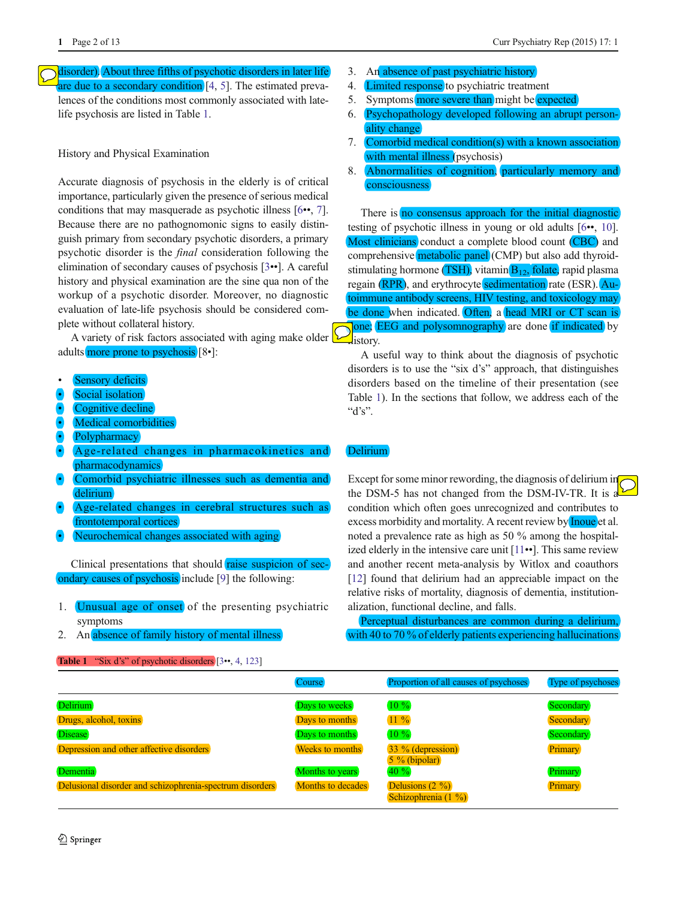disorder). About three fifths of psychotic disorders in later life are due to a secondary condition [4, 5]. The estimated prevalences of the conditions most commonly associated with late-life psychosis are listed in Table 1.

## History and Physical Examination

Accurate diagnosis of psychosis in the elderly is of critical importance, particularly given the presence of serious medical conditions that may masquerade as psychotic illness [6••, 7]. Because there are no pathognomonic signs to easily distinguish primary from secondary psychotic disorders, a primary psychotic disorder is the *final* consideration following the elimination of secondary causes of psychosis [3••]. A careful history and physical examination are the sine qua non of the workup of a psychotic disorder. Moreover, no diagnostic evaluation of late-life psychosis should be considered complete without collateral history.

A variety of risk factors associated with aging make older adults more prone to psychosis [8•]:

- Sensory deficits
- Social isolation
- Cognitive decline
- Medical comorbidities
- Polypharmacy
- Age-related changes in pharmacokinetics and pharmacodynamics
- Comorbid psychiatric illnesses such as dementia and delirium
- Age-related changes in cerebral structures such as frontotemporal cortices
- Neurochemical changes associated with aging

Clinical presentations that should raise suspicion of secondary causes of psychosis include [9] the following:

1. Unusual age of onset of the presenting psychiatric symptoms
2. An absence of family history of mental illness
3. An absence of past psychiatric history
4. Limited response to psychiatric treatment
5. Symptoms more severe than might be expected
6. Psychopathology developed following an abrupt personality change
7. Comorbid medical condition(s) with a known association with mental illness (psychosis)
8. Abnormalities of cognition, particularly memory and consciousness

There is no consensus approach for the initial diagnostic testing of psychotic illness in young or old adults [6••, 10]. Most clinicians conduct a complete blood count (CBC) and comprehensive metabolic panel (CMP) but also add thyroid-stimulating hormone (TSH), vitamin $B_{12}$, folate, rapid plasma regain (RPR), and erythrocyte sedimentation rate (ESR). Autoimmune antibody screens, HIV testing, and toxicology may be done when indicated. Often, a head MRI or CT scan is done; EEG and polysomnography are done if indicated by history.

A useful way to think about the diagnosis of psychotic disorders is to use the "six d's" approach, that distinguishes disorders based on the timeline of their presentation (see Table 1). In the sections that follow, we address each of the "d's".

## Delirium

Except for some minor rewording, the diagnosis of delirium in the DSM-5 has not changed from the DSM-IV-TR. It is a condition which often goes unrecognized and contributes to excess morbidity and mortality. A recent review by Inoue et al. noted a prevalence rate as high as 50 % among the hospitalized elderly in the intensive care unit [11••]. This same review and another recent meta-analysis by Witlox and coauthors [12] found that delirium had an appreciable impact on the relative risks of mortality, diagnosis of dementia, institutionalization, functional decline, and falls.

Perceptual disturbances are common during a delirium, with 40 to 70 % of elderly patients experiencing hallucinations

**Table 1** "Six d's" of psychotic disorders [3••, 4, 123]

| | Course | Proportion of all causes of psychoses | Type of psychoses |
|---|---|---|---|
| Delirium | Days to weeks | 10 % | Secondary |
| Drugs, alcohol, toxins | Days to months | 11 % | Secondary |
| Disease | Days to months | 10 % | Secondary |
| Depression and other affective disorders | Weeks to months | 33 % (depression)<br>5 % (bipolar) | Primary |
| Dementia | Months to years | 40 % | Primary |
| Delusional disorder and schizophrenia-spectrum disorders | Months to decades | Delusions (2 %)<br>Schizophrenia (1 %) | Primary |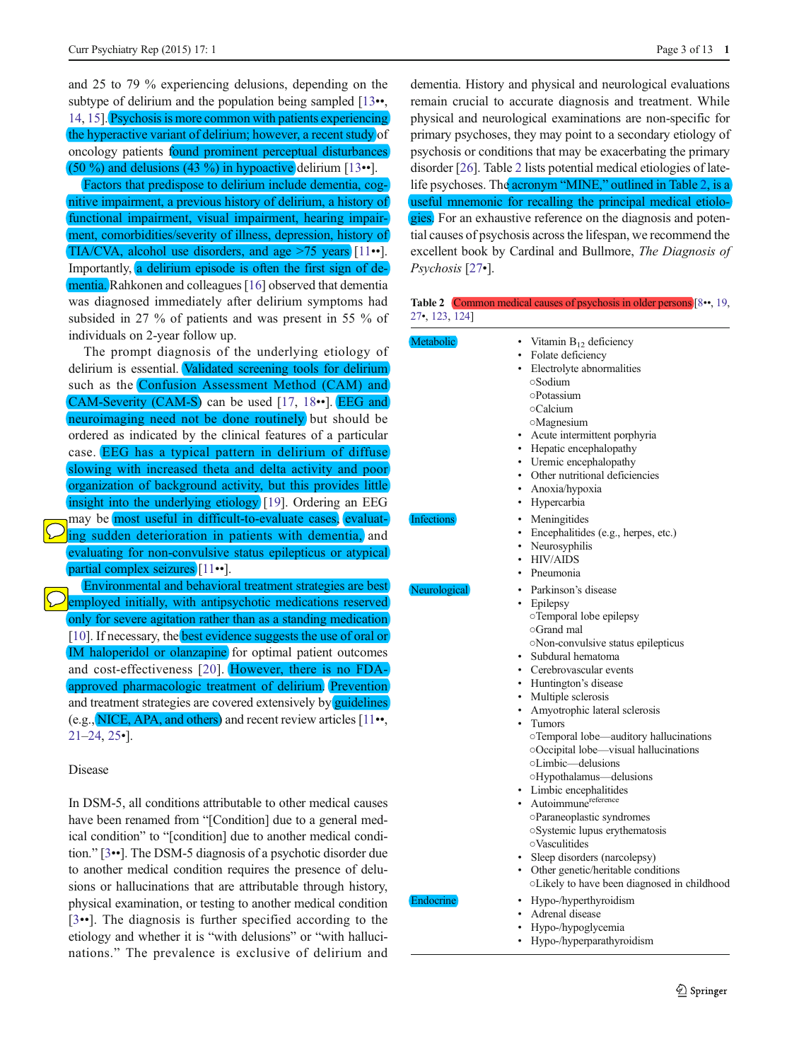and 25 to 79 % experiencing delusions, depending on the subtype of delirium and the population being sampled [13••, 14, 15]. Psychosis is more common with patients experiencing the hyperactive variant of delirium; however, a recent study of oncology patients found prominent perceptual disturbances (50 %) and delusions (43 %) in hypoactive delirium [13••].

Factors that predispose to delirium include dementia, cognitive impairment, a previous history of delirium, a history of functional impairment, visual impairment, hearing impairment, comorbidities/severity of illness, depression, history of TIA/CVA, alcohol use disorders, and age >75 years [11••]. Importantly, a delirium episode is often the first sign of dementia. Rahkonen and colleagues [16] observed that dementia was diagnosed immediately after delirium symptoms had subsided in 27 % of patients and was present in 55 % of individuals on 2-year follow up.

The prompt diagnosis of the underlying etiology of delirium is essential. Validated screening tools for delirium such as the Confusion Assessment Method (CAM) and CAM-Severity (CAM-S) can be used [17, 18••]. EEG and neuroimaging need not be done routinely but should be ordered as indicated by the clinical features of a particular case. EEG has a typical pattern in delirium of diffuse slowing with increased theta and delta activity and poor organization of background activity, but this provides little insight into the underlying etiology [19]. Ordering an EEG may be most useful in difficult-to-evaluate cases, evaluating sudden deterioration in patients with dementia, and evaluating for non-convulsive status epilepticus or atypical partial complex seizures [11••].

Environmental and behavioral treatment strategies are best employed initially, with antipsychotic medications reserved only for severe agitation rather than as a standing medication [10]. If necessary, the best evidence suggests the use of oral or IM haloperidol or olanzapine for optimal patient outcomes and cost-effectiveness [20]. However, there is no FDA-approved pharmacologic treatment of delirium. Prevention and treatment strategies are covered extensively by guidelines (e.g., NICE, APA, and others) and recent review articles [11••, 21–24, 25•].

## Disease

In DSM-5, all conditions attributable to other medical causes have been renamed from "[Condition] due to a general medical condition" to "[condition] due to another medical condition." [3••]. The DSM-5 diagnosis of a psychotic disorder due to another medical condition requires the presence of delusions or hallucinations that are attributable through history, physical examination, or testing to another medical condition [3••]. The diagnosis is further specified according to the etiology and whether it is "with delusions" or "with hallucinations." The prevalence is exclusive of delirium and dementia. History and physical and neurological evaluations remain crucial to accurate diagnosis and treatment. While physical and neurological examinations are non-specific for primary psychoses, they may point to a secondary etiology of psychosis or conditions that may be exacerbating the primary disorder [26]. Table 2 lists potential medical etiologies of late-life psychoses. The acronym "MINE," outlined in Table 2, is a useful mnemonic for recalling the principal medical etiologies. For an exhaustive reference on the diagnosis and potential causes of psychosis across the lifespan, we recommend the excellent book by Cardinal and Bullmore, *The Diagnosis of Psychosis* [27•].

**Table 2** Common medical causes of psychosis in older persons [8••, 19, 27•, 123, 124]

| | |
|---|---|
| Metabolic | • Vitamin $B_{12}$ deficiency<br>• Folate deficiency<br>• Electrolyte abnormalities<br>○Sodium<br>○Potassium<br>○Calcium<br>○Magnesium<br>• Acute intermittent porphyria<br>• Hepatic encephalopathy<br>• Uremic encephalopathy<br>• Other nutritional deficiencies<br>• Anoxia/hypoxia<br>• Hypercarbia |
| Infections | • Meningitides<br>• Encephalitides (e.g., herpes, etc.)<br>• Neurosyphilis<br>• HIV/AIDS<br>• Pneumonia |
| Neurological | • Parkinson's disease<br>• Epilepsy<br>○Temporal lobe epilepsy<br>○Grand mal<br>○Non-convulsive status epilepticus<br>• Subdural hematoma<br>• Cerebrovascular events<br>• Huntington's disease<br>• Multiple sclerosis<br>• Amyotrophic lateral sclerosis<br>• Tumors<br>○Temporal lobe—auditory hallucinations<br>○Occipital lobe—visual hallucinations<br>○Limbic—delusions<br>○Hypothalamus—delusions<br>• Limbic encephalitides<br>• Autoimmune<br>○Paraneoplastic syndromes<br>○Systemic lupus erythematosis<br>○Vasculitides<br>• Sleep disorders (narcolepsy)<br>• Other genetic/heritable conditions<br>○Likely to have been diagnosed in childhood |
| Endocrine | • Hypo-/hyperthyroidism<br>• Adrenal disease<br>• Hypo-/hypoglycemia<br>• Hypo-/hyperparathyroidism |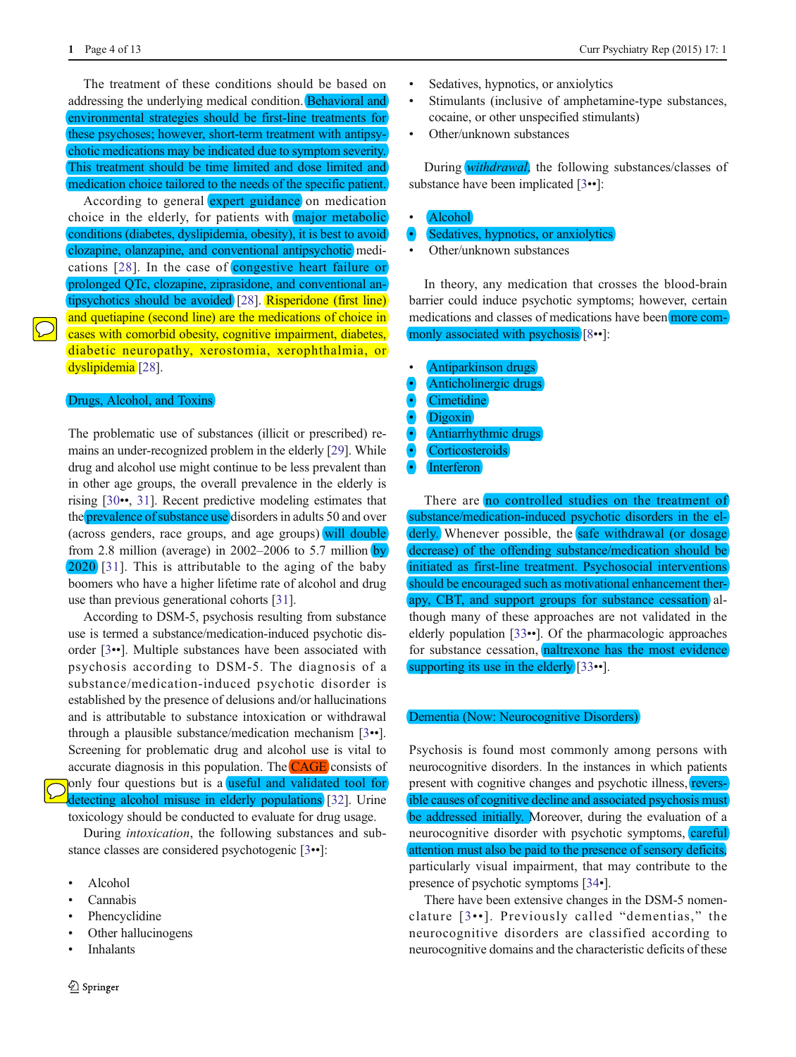The treatment of these conditions should be based on addressing the underlying medical condition. Behavioral and environmental strategies should be first-line treatments for these psychoses; however, short-term treatment with antipsychotic medications may be indicated due to symptom severity. This treatment should be time limited and dose limited and medication choice tailored to the needs of the specific patient.

According to general expert guidance on medication choice in the elderly, for patients with major metabolic conditions (diabetes, dyslipidemia, obesity), it is best to avoid clozapine, olanzapine, and conventional antipsychotic medications [28]. In the case of congestive heart failure or prolonged QTc, clozapine, ziprasidone, and conventional antipsychotics should be avoided [28]. Risperidone (first line) and quetiapine (second line) are the medications of choice in cases with comorbid obesity, cognitive impairment, diabetes, diabetic neuropathy, xerostomia, xerophthalmia, or dyslipidemia [28].

## Drugs, Alcohol, and Toxins

The problematic use of substances (illicit or prescribed) remains an under-recognized problem in the elderly [29]. While drug and alcohol use might continue to be less prevalent than in other age groups, the overall prevalence in the elderly is rising [30••, 31]. Recent predictive modeling estimates that the prevalence of substance use disorders in adults 50 and over (across genders, race groups, and age groups) will double from 2.8 million (average) in 2002–2006 to 5.7 million by 2020 [31]. This is attributable to the aging of the baby boomers who have a higher lifetime rate of alcohol and drug use than previous generational cohorts [31].

According to DSM-5, psychosis resulting from substance use is termed a substance/medication-induced psychotic disorder [3••]. Multiple substances have been associated with psychosis according to DSM-5. The diagnosis of a substance/medication-induced psychotic disorder is established by the presence of delusions and/or hallucinations and is attributable to substance intoxication or withdrawal through a plausible substance/medication mechanism [3••]. Screening for problematic drug and alcohol use is vital to accurate diagnosis in this population. The CAGE consists of only four questions but is a useful and validated tool for detecting alcohol misuse in elderly populations [32]. Urine toxicology should be conducted to evaluate for drug usage.

During *intoxication*, the following substances and substance classes are considered psychotogenic [3••]:

- Alcohol
- Cannabis
- Phencyclidine
- Other hallucinogens
- Inhalants
- Sedatives, hypnotics, or anxiolytics
- Stimulants (inclusive of amphetamine-type substances, cocaine, or other unspecified stimulants)
- Other/unknown substances

During *withdrawal*, the following substances/classes of substance have been implicated [3••]:

- Alcohol
- Sedatives, hypnotics, or anxiolytics
- Other/unknown substances

In theory, any medication that crosses the blood-brain barrier could induce psychotic symptoms; however, certain medications and classes of medications have been more commonly associated with psychosis [8••]:

- Antiparkinson drugs
- Anticholinergic drugs
- Cimetidine
- Digoxin
- Antiarrhythmic drugs
- Corticosteroids
- Interferon

There are no controlled studies on the treatment of substance/medication-induced psychotic disorders in the elderly. Whenever possible, the safe withdrawal (or dosage decrease) of the offending substance/medication should be initiated as first-line treatment. Psychosocial interventions should be encouraged such as motivational enhancement therapy, CBT, and support groups for substance cessation although many of these approaches are not validated in the elderly population [33••]. Of the pharmacologic approaches for substance cessation, naltrexone has the most evidence supporting its use in the elderly [33••].

## Dementia (Now: Neurocognitive Disorders)

Psychosis is found most commonly among persons with neurocognitive disorders. In the instances in which patients present with cognitive changes and psychotic illness, reversible causes of cognitive decline and associated psychosis must be addressed initially. Moreover, during the evaluation of a neurocognitive disorder with psychotic symptoms, careful attention must also be paid to the presence of sensory deficits, particularly visual impairment, that may contribute to the presence of psychotic symptoms [34•].

There have been extensive changes in the DSM-5 nomenclature [3••]. Previously called "dementias," the neurocognitive disorders are classified according to neurocognitive domains and the characteristic deficits of these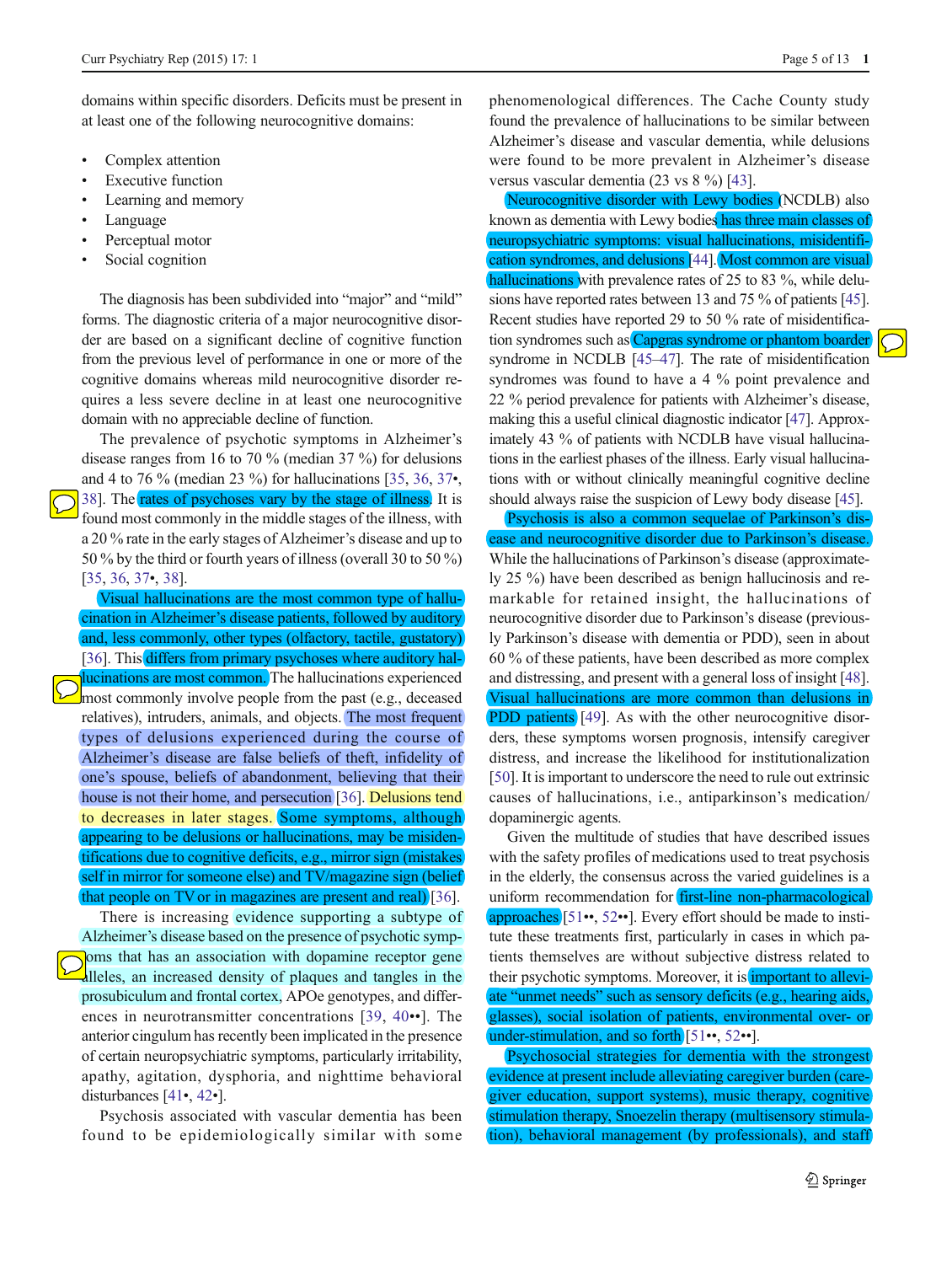domains within specific disorders. Deficits must be present in at least one of the following neurocognitive domains:

- Complex attention
- Executive function
- Learning and memory
- Language
- Perceptual motor
- Social cognition

The diagnosis has been subdivided into "major" and "mild" forms. The diagnostic criteria of a major neurocognitive disorder are based on a significant decline of cognitive function from the previous level of performance in one or more of the cognitive domains whereas mild neurocognitive disorder requires a less severe decline in at least one neurocognitive domain with no appreciable decline of function.

The prevalence of psychotic symptoms in Alzheimer's disease ranges from 16 to 70 % (median 37 %) for delusions and 4 to 76 % (median 23 %) for hallucinations [35, 36, 37•, 38]. The rates of psychoses vary by the stage of illness. It is found most commonly in the middle stages of the illness, with a 20 % rate in the early stages of Alzheimer's disease and up to 50 % by the third or fourth years of illness (overall 30 to 50 %) [35, 36, 37•, 38].

Visual hallucinations are the most common type of hallucination in Alzheimer's disease patients, followed by auditory and, less commonly, other types (olfactory, tactile, gustatory) [36]. This differs from primary psychoses where auditory hallucinations are most common. The hallucinations experienced most commonly involve people from the past (e.g., deceased relatives), intruders, animals, and objects. The most frequent types of delusions experienced during the course of Alzheimer's disease are false beliefs of theft, infidelity of one's spouse, beliefs of abandonment, believing that their house is not their home, and persecution [36]. Delusions tend to decreases in later stages. Some symptoms, although appearing to be delusions or hallucinations, may be misidentifications due to cognitive deficits, e.g., mirror sign (mistakes self in mirror for someone else) and TV/magazine sign (belief that people on TV or in magazines are present and real) [36].

There is increasing evidence supporting a subtype of Alzheimer's disease based on the presence of psychotic symptoms that has an association with dopamine receptor gene alleles, an increased density of plaques and tangles in the prosubiculum and frontal cortex, APOe genotypes, and differences in neurotransmitter concentrations [39, 40••]. The anterior cingulum has recently been implicated in the presence of certain neuropsychiatric symptoms, particularly irritability, apathy, agitation, dysphoria, and nighttime behavioral disturbances [41•, 42•].

Psychosis associated with vascular dementia has been found to be epidemiologically similar with some phenomenological differences. The Cache County study found the prevalence of hallucinations to be similar between Alzheimer's disease and vascular dementia, while delusions were found to be more prevalent in Alzheimer's disease versus vascular dementia (23 vs 8 %) [43].

Neurocognitive disorder with Lewy bodies (NCDLB) also known as dementia with Lewy bodies has three main classes of neuropsychiatric symptoms: visual hallucinations, misidentification syndromes, and delusions [44]. Most common are visual hallucinations with prevalence rates of 25 to 83 %, while delusions have reported rates between 13 and 75 % of patients [45]. Recent studies have reported 29 to 50 % rate of misidentification syndromes such as Capgras syndrome or phantom boarder syndrome in NCDLB [45–47]. The rate of misidentification syndromes was found to have a 4 % point prevalence and 22 % period prevalence for patients with Alzheimer's disease, making this a useful clinical diagnostic indicator [47]. Approximately 43 % of patients with NCDLB have visual hallucinations in the earliest phases of the illness. Early visual hallucinations with or without clinically meaningful cognitive decline should always raise the suspicion of Lewy body disease [45].

Psychosis is also a common sequelae of Parkinson's disease and neurocognitive disorder due to Parkinson's disease. While the hallucinations of Parkinson's disease (approximately 25 %) have been described as benign hallucinosis and remarkable for retained insight, the hallucinations of neurocognitive disorder due to Parkinson's disease (previously Parkinson's disease with dementia or PDD), seen in about 60 % of these patients, have been described as more complex and distressing, and present with a general loss of insight [48]. Visual hallucinations are more common than delusions in PDD patients [49]. As with the other neurocognitive disorders, these symptoms worsen prognosis, intensify caregiver distress, and increase the likelihood for institutionalization [50]. It is important to underscore the need to rule out extrinsic causes of hallucinations, i.e., antiparkinson's medication/dopaminergic agents.

Given the multitude of studies that have described issues with the safety profiles of medications used to treat psychosis in the elderly, the consensus across the varied guidelines is a uniform recommendation for first-line non-pharmacological approaches [51••, 52••]. Every effort should be made to institute these treatments first, particularly in cases in which patients themselves are without subjective distress related to their psychotic symptoms. Moreover, it is important to alleviate "unmet needs" such as sensory deficits (e.g., hearing aids, glasses), social isolation of patients, environmental over- or under-stimulation, and so forth [51••, 52••].

Psychosocial strategies for dementia with the strongest evidence at present include alleviating caregiver burden (caregiver education, support systems), music therapy, cognitive stimulation therapy, Snoezelin therapy (multisensory stimulation), behavioral management (by professionals), and staff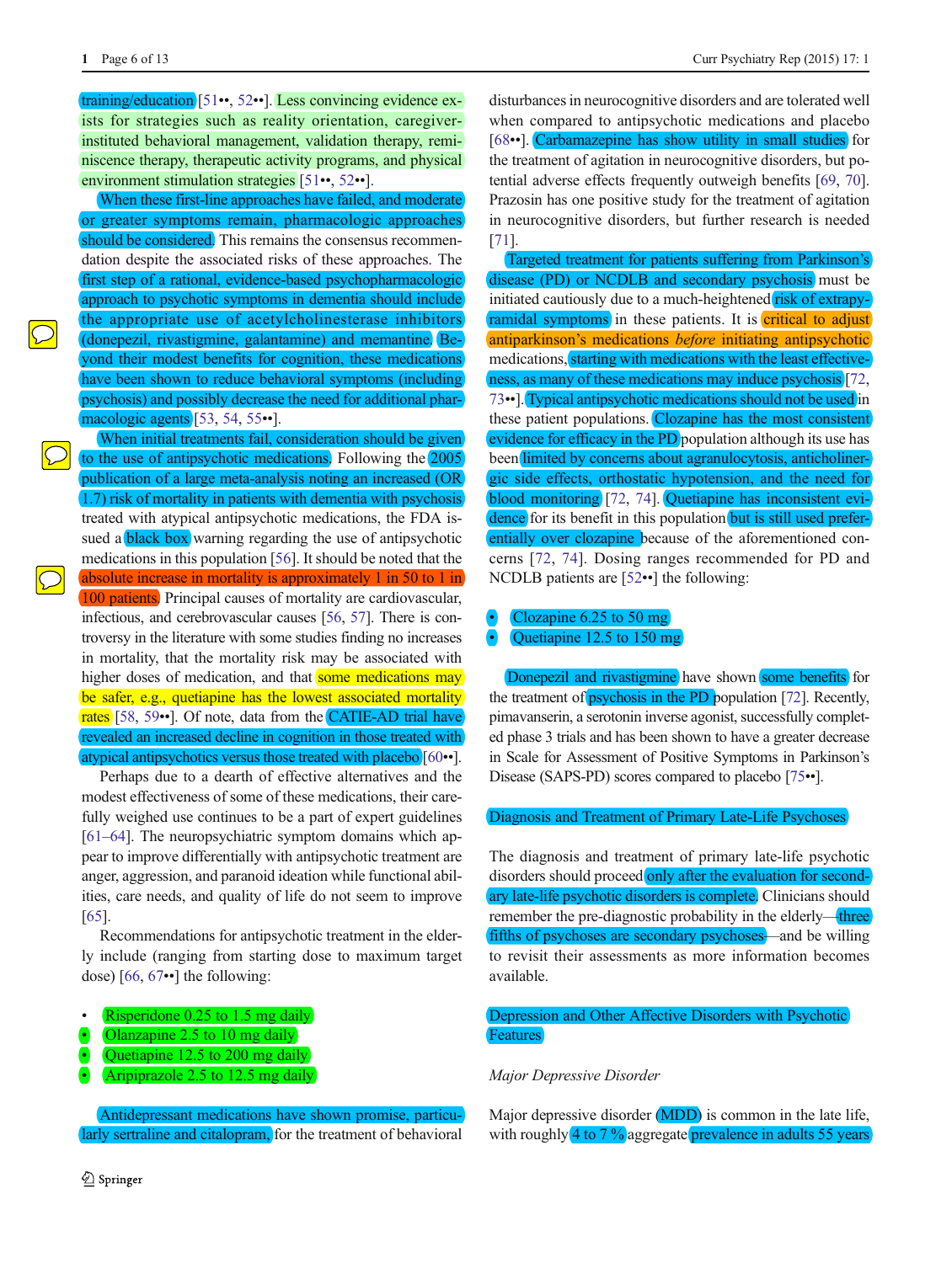training/education [51••, 52••]. Less convincing evidence exists for strategies such as reality orientation, caregiver-instituted behavioral management, validation therapy, reminiscence therapy, therapeutic activity programs, and physical environment stimulation strategies [51••, 52••].

When these first-line approaches have failed, and moderate or greater symptoms remain, pharmacologic approaches should be considered. This remains the consensus recommendation despite the associated risks of these approaches. The first step of a rational, evidence-based psychopharmacologic approach to psychotic symptoms in dementia should include the appropriate use of acetylcholinesterase inhibitors (donepezil, rivastigmine, galantamine) and memantine. Beyond their modest benefits for cognition, these medications have been shown to reduce behavioral symptoms (including psychosis) and possibly decrease the need for additional pharmacologic agents [53, 54, 55••].

When initial treatments fail, consideration should be given to the use of antipsychotic medications. Following the 2005 publication of a large meta-analysis noting an increased (OR 1.7) risk of mortality in patients with psychosis treated with atypical antipsychotic medications, the FDA issued a black box warning regarding the use of antipsychotic medications in this population [56]. It should be noted that the absolute increase in mortality is approximately 1 in 50 to 1 in 100 patients. Principal causes of mortality are cardiovascular, infectious, and cerebrovascular causes [56, 57]. There is controversy in the literature with some studies finding no increases in mortality, that the mortality risk may be associated with higher doses of medication, and that some medications may be safer, e.g., quetiapine has the lowest associated mortality rates [58, 59••]. Of note, data from the CATIE-AD trial have revealed an increased decline in cognition in those treated with atypical antipsychotics versus those treated with placebo [60••].

Perhaps due to a dearth of effective alternatives and the modest effectiveness of some of these medications, their carefully weighed use continues to be a part of expert guidelines [61–64]. The neuropsychiatric symptom domains which appear to improve differentially with antipsychotic treatment are anger, aggression, and paranoid ideation while functional abilities, care needs, and quality of life do not seem to improve [65].

Recommendations for antipsychotic treatment in the elderly include (ranging from starting dose to maximum target dose) [66, 67••] the following:

- Risperidone 0.25 to 1.5 mg daily
- Olanzapine 2.5 to 10 mg daily
- Quetiapine 12.5 to 200 mg daily
- Aripiprazole 2.5 to 12.5 mg daily

Antidepressant medications have shown promise, particularly sertraline and citalopram, for the treatment of behavioral disturbances in neurocognitive disorders and are tolerated well when compared to antipsychotic medications and placebo [68••]. Carbamazepine has show utility in small studies for the treatment of agitation in neurocognitive disorders, but potential adverse effects frequently outweigh benefits [69, 70]. Prazosin has one positive study for the treatment of agitation in neurocognitive disorders, but further research is needed [71].

Targeted treatment for patients suffering from Parkinson's disease (PD) or NCDLB and secondary psychosis must be initiated cautiously due to a much-heightened risk of extrapyramidal symptoms in these patients. It is critical to adjust antiparkinson's medications *before* initiating antipsychotic medications, starting with medications with the least effectiveness, as many of these medications may induce psychosis [72, 73••]. Typical antipsychotic medications should not be used in these patient populations. Clozapine has the most consistent evidence for efficacy in the PD population although its use has been limited by concerns about agranulocytosis, anticholinergic side effects, orthostatic hypotension, and the need for blood monitoring [72, 74]. Quetiapine has inconsistent evidence for its benefit in this population but is still used preferentially over clozapine because of the aforementioned concerns [72, 74]. Dosing ranges recommended for PD and NCDLB patients are [52••] the following:

- Clozapine 6.25 to 50 mg
- Quetiapine 12.5 to 150 mg

Donepezil and rivastigmine have shown some benefits for the treatment of psychosis in the PD population [72]. Recently, pimavanserin, a serotonin inverse agonist, successfully completed phase 3 trials and has been shown to have a greater decrease in Scale for Assessment of Positive Symptoms in Parkinson's Disease (SAPS-PD) scores compared to placebo [75••].

## Diagnosis and Treatment of Primary Late-Life Psychoses

The diagnosis and treatment of primary late-life psychotic disorders should proceed only after the evaluation for secondary late-life psychotic disorders is complete. Clinicians should remember the pre-diagnostic probability in the elderly—three fifths of psychoses are secondary psychoses—and be willing to revisit their assessments as more information becomes available.

## Depression and Other Affective Disorders with Psychotic Features

### *Major Depressive Disorder*

Major depressive disorder (MDD) is common in the late life, with roughly 4 to 7 % aggregate prevalence in adults 55 years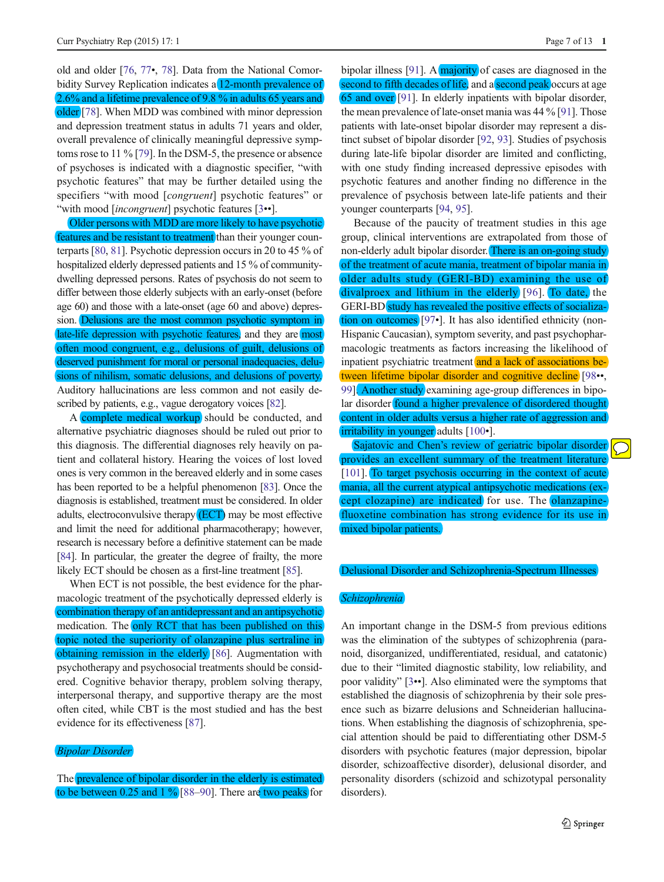old and older [76, 77•, 78]. Data from the National Comorbidity Survey Replication indicates a 12-month prevalence of 2.6% and a lifetime prevalence of 9.8 % in adults 65 years and older [78]. When MDD was combined with minor depression and depression treatment status in adults 71 years and older, overall prevalence of clinically meaningful depressive symptoms rose to 11 % [79]. In the DSM-5, the presence or absence of psychoses is indicated with a diagnostic specifier, "with psychotic features" that may be further detailed using the specifiers "with mood [*congruent*] psychotic features" or "with mood [*incongruent*] psychotic features [3••].

Older persons with MDD are more likely to have psychotic features and be resistant to treatment than their younger counterparts [80, 81]. Psychotic depression occurs in 20 to 45 % of hospitalized elderly depressed patients and 15 % of community-dwelling depressed persons. Rates of psychosis do not seem to differ between those elderly subjects with an early-onset (before age 60) and those with a late-onset (age 60 and above) depression. Delusions are the most common psychotic symptom in late-life depression with psychotic features, and they are most often mood congruent, e.g., delusions of guilt, delusions of deserved punishment for moral or personal inadequacies, delusions of nihilism, somatic delusions, and delusions of poverty. Auditory hallucinations are less common and not easily described by patients, e.g., vague derogatory voices [82].

A complete medical workup should be conducted, and alternative psychiatric diagnoses should be ruled out prior to this diagnosis. The differential diagnoses rely heavily on patient and collateral history. Hearing the voices of lost loved ones is very common in the bereaved elderly and in some cases has been reported to be a helpful phenomenon [83]. Once the diagnosis is established, treatment must be considered. In older adults, electroconvulsive therapy (ECT) may be most effective and limit the need for additional pharmacotherapy; however, research is necessary before a definitive statement can be made [84]. In particular, the greater the degree of frailty, the more likely ECT should be chosen as a first-line treatment [85].

When ECT is not possible, the best evidence for the pharmacologic treatment of the psychotically depressed elderly is combination therapy of an antidepressant and an antipsychotic medication. The only RCT that has been published on this topic noted the superiority of olanzapine plus sertraline in obtaining remission in the elderly [86]. Augmentation with psychotherapy and psychosocial treatments should be considered. Cognitive behavior therapy, problem solving therapy, interpersonal therapy, and supportive therapy are the most often cited, while CBT is the most studied and has the best evidence for its effectiveness [87].

### *Bipolar Disorder*

The prevalence of bipolar disorder in the elderly is estimated to be between 0.25 and 1 % [88–90]. There are two peaks for bipolar illness [91]. A majority of cases are diagnosed in the second to fifth decades of life, and a second peak occurs at age 65 and over [91]. In elderly inpatients with bipolar disorder, the mean prevalence of late-onset mania was 44 % [91]. Those patients with late-onset bipolar disorder may represent a distinct subset of bipolar disorder [92, 93]. Studies of psychosis during late-life bipolar disorder are limited and conflicting, with one study finding increased depressive episodes with psychotic features and another finding no difference in the prevalence of psychosis between late-life patients and their younger counterparts [94, 95].

Because of the paucity of treatment studies in this age group, clinical interventions are extrapolated from those of non-elderly adult bipolar disorder. There is an on-going study of the treatment of acute mania, treatment of bipolar mania in older adults study (GERI-BD) examining the use of divalproex and lithium in the elderly [96]. To date, the GERI-BD study has revealed the positive effects of socialization on outcomes [97•]. It has also identified ethnicity (non-Hispanic Caucasian), symptom severity, and past psychopharmacologic treatments as factors increasing the likelihood of inpatient psychiatric treatment and a lack of associations between lifetime bipolar disorder and cognitive decline [98••, 99]. Another study examining age-group differences in bipolar disorder found a higher prevalence of disordered thought content in older adults versus a higher rate of aggression and irritability in younger adults [100•].

Sajatovic and Chen's review of geriatric bipolar disorder provides an excellent summary of the treatment literature [101]. To target psychosis occurring in the context of acute mania, all the current atypical antipsychotic medications (except clozapine) are indicated for use. The olanzapine-fluoxetine combination has strong evidence for its use in mixed bipolar patients.

## Delusional Disorder and Schizophrenia-Spectrum Illnesses

### *Schizophrenia*

An important change in the DSM-5 from previous editions was the elimination of the subtypes of schizophrenia (paranoid, disorganized, undifferentiated, residual, and catatonic) due to their "limited diagnostic stability, low reliability, and poor validity" [3••]. Also eliminated were the symptoms that established the diagnosis of schizophrenia by their sole presence such as bizarre delusions and Schneiderian hallucinations. When establishing the diagnosis of schizophrenia, special attention should be paid to differentiating other DSM-5 disorders with psychotic features (major depression, bipolar disorder, schizoaffective disorder), delusional disorder, and personality disorders (schizoid and schizotypal personality disorders).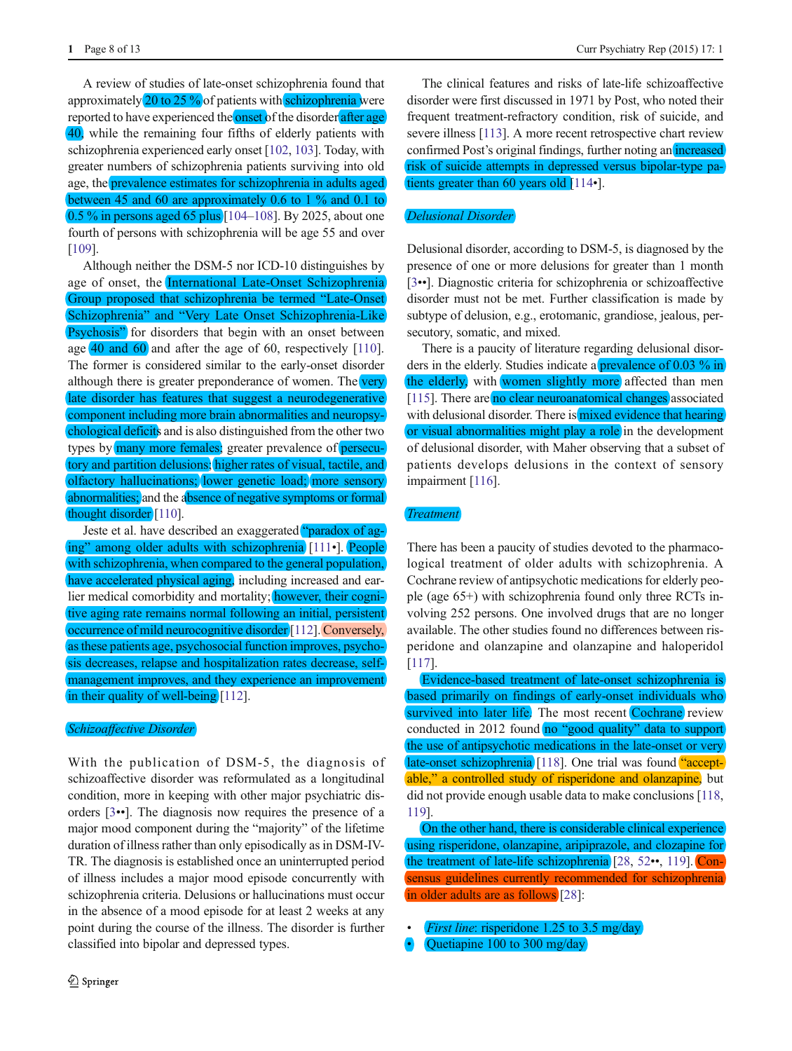A review of studies of late-onset schizophrenia found that approximately 20 to 25 % of patients with schizophrenia were reported to have experienced the onset of the disorder after age 40, while the remaining four fifths of elderly patients with schizophrenia experienced early onset [102, 103]. Today, with greater numbers of schizophrenia patients surviving into old age, the prevalence estimates for schizophrenia in adults aged between 45 and 60 are approximately 0.6 to 1 % and 0.1 to 0.5 % in persons aged 65 plus [104–108]. By 2025, about one fourth of persons with schizophrenia will be age 55 and over [109].

Although neither the DSM-5 nor ICD-10 distinguishes by age of onset, the International Late-Onset Schizophrenia Group proposed that schizophrenia be termed "Late-Onset Schizophrenia" and "Very Late Onset Schizophrenia-Like Psychosis" for disorders that begin with an onset between age 40 and 60 and after the age of 60, respectively [110]. The former is considered similar to the early-onset disorder although there is greater preponderance of women. The very late disorder has features that suggest a neurodegenerative component including more brain abnormalities and neuropsychological deficits and is also distinguished from the other two types by many more females; greater prevalence of persecutory and partition delusions; higher rates of visual, tactile, and olfactory hallucinations; lower genetic load; more sensory abnormalities; and the absence of negative symptoms or formal thought disorder [110].

Jeste et al. have described an exaggerated "paradox of aging" among older adults with schizophrenia [111•]. People with schizophrenia, when compared to the general population, have accelerated physical aging, including increased and earlier medical comorbidity and mortality; however, their cognitive aging rate remains normal following an initial, persistent occurrence of mild neurocognitive disorder [112]. Conversely, as these patients age, psychosocial function improves, psychosis decreases, relapse and hospitalization rates decrease, self-management improves, and they experience an improvement in their quality of well-being [112].

### *Schizoaffective Disorder*

With the publication of DSM-5, the diagnosis of schizoaffective disorder was reformulated as a longitudinal condition, more in keeping with other major psychiatric disorders [3••]. The diagnosis now requires the presence of a major mood component during the "majority" of the lifetime duration of illness rather than only episodically as in DSM-IV-TR. The diagnosis is established once an uninterrupted period of illness includes a major mood episode concurrently with schizophrenia criteria. Delusions or hallucinations must occur in the absence of a mood episode for at least 2 weeks at any point during the course of the illness. The disorder is further classified into bipolar and depressed types.

The clinical features and risks of late-life schizoaffective disorder were first discussed in 1971 by Post, who noted their frequent treatment-refractory condition, risk of suicide, and severe illness [113]. A more recent retrospective chart review confirmed Post's original findings, further noting an increased risk of suicide attempts in depressed versus bipolar-type patients greater than 60 years old [114•].

### *Delusional Disorder*

Delusional disorder, according to DSM-5, is diagnosed by the presence of one or more delusions for greater than 1 month [3••]. Diagnostic criteria for schizophrenia or schizoaffective disorder must not be met. Further classification is made by subtype of delusion, e.g., erotomanic, grandiose, jealous, persecutory, somatic, and mixed.

There is a paucity of literature regarding delusional disorders in the elderly. Studies indicate a prevalence of 0.03 % in the elderly, with women slightly more affected than men [115]. There are no clear neuroanatomical changes associated with delusional disorder. There is mixed evidence that hearing or visual abnormalities might play a role in the development of delusional disorder, with Maher observing that a subset of patients develops delusions in the context of sensory impairment [116].

### *Treatment*

There has been a paucity of studies devoted to the pharmacological treatment of older adults with schizophrenia. A Cochrane review of antipsychotic medications for elderly people (age 65+) with schizophrenia found only three RCTs involving 252 persons. One involved drugs that are no longer available. The other studies found no differences between risperidone and olanzapine and olanzapine and haloperidol [117].

Evidence-based treatment of late-onset schizophrenia is based primarily on findings of early-onset individuals who survived into later life. The most recent Cochrane review conducted in 2012 found no "good quality" data to support the use of antipsychotic medications in the late-onset or very late-onset schizophrenia [118]. One trial was found "acceptable," a controlled study of risperidone and olanzapine, but did not provide enough usable data to make conclusions [118, 119].

On the other hand, there is considerable clinical experience using risperidone, olanzapine, aripiprazole, and clozapine for the treatment of late-life schizophrenia [28, 52••, 119]. Consensus guidelines currently recommended for schizophrenia in older adults are as follows [28]:

- *First line*: risperidone 1.25 to 3.5 mg/day
- Quetiapine 100 to 300 mg/day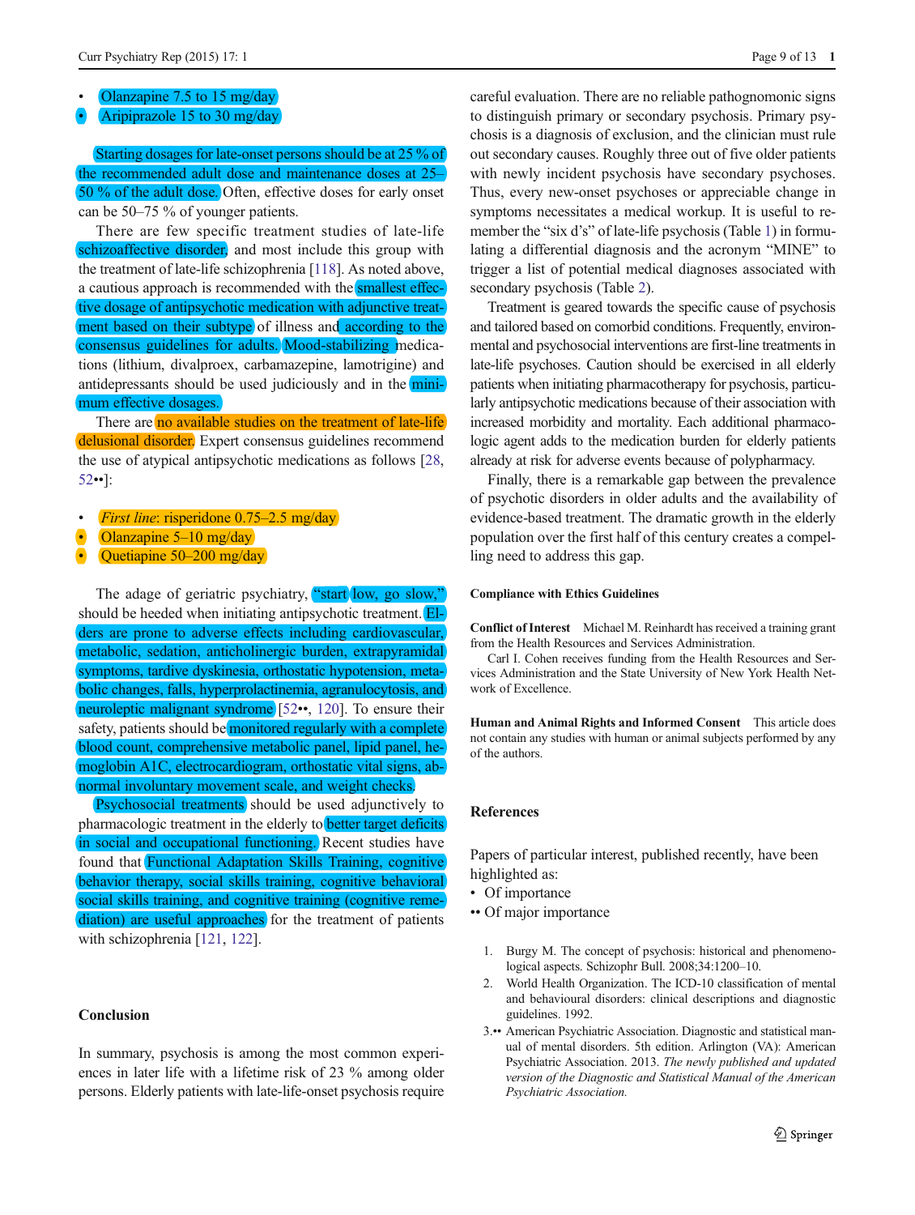- Olanzapine 7.5 to 15 mg/day
- Aripiprazole 15 to 30 mg/day

Starting dosages for late-onset persons should be at 25 % of the recommended adult dose and maintenance doses at 25–50 % of the adult dose. Often, effective doses for early onset can be 50–75 % of younger patients.

There are few specific treatment studies of late-life schizoaffective disorder, and most include this group with the treatment of late-life schizophrenia [118]. As noted above, a cautious approach is recommended with the smallest effective dosage of antipsychotic medication with adjunctive treatment based on their subtype of illness and according to the consensus guidelines for adults. Mood-stabilizing medications (lithium, divalproex, carbamazepine, lamotrigine) and antidepressants should be used judiciously and in the minimum effective dosages.

There are no available studies on the treatment of late-life delusional disorder. Expert consensus guidelines recommend the use of atypical antipsychotic medications as follows [28, 52••]:

- *First line*: risperidone 0.75–2.5 mg/day
- Olanzapine 5–10 mg/day
- Quetiapine 50–200 mg/day

The adage of geriatric psychiatry, "start low, go slow," should be heeded when initiating antipsychotic treatment. Elders are prone to adverse effects including cardiovascular, metabolic, sedation, anticholinergic burden, extrapyramidal symptoms, tardive dyskinesia, orthostatic hypotension, metabolic changes, falls, hyperprolactinemia, agranulocytosis, and neuroleptic malignant syndrome [52••, 120]. To ensure their safety, patients should be monitored regularly with a complete blood count, comprehensive metabolic panel, lipid panel, hemoglobin A1C, electrocardiogram, orthostatic vital signs, abnormal involuntary movement scale, and weight checks.

Psychosocial treatments should be used adjunctively to pharmacologic treatment in the elderly to better target deficits in social and occupational functioning. Recent studies have found that Functional Adaptation Skills Training, cognitive behavior therapy, social skills training, cognitive behavioral social skills training, and cognitive training (cognitive remediation) are useful approaches for the treatment of patients with schizophrenia [121, 122].

## Conclusion

In summary, psychosis is among the most common experiences in later life with a lifetime risk of 23 % among older persons. Elderly patients with late-life-onset psychosis require careful evaluation. There are no reliable pathognomonic signs to distinguish primary or secondary psychosis. Primary psychosis is a diagnosis of exclusion, and the clinician must rule out secondary causes. Roughly three out of five older patients with newly incident psychosis have secondary psychoses. Thus, every new-onset psychoses or appreciable change in symptoms necessitates a medical workup. It is useful to remember the "six d's" of late-life psychosis (Table 1) in formulating a differential diagnosis and the acronym "MINE" to trigger a list of potential medical diagnoses associated with secondary psychosis (Table 2).

Treatment is geared towards the specific cause of psychosis and tailored based on comorbid conditions. Frequently, environmental and psychosocial interventions are first-line treatments in late-life psychoses. Caution should be exercised in all elderly patients when initiating pharmacotherapy for psychosis, particularly antipsychotic medications because of their association with increased morbidity and mortality. Each additional pharmacologic agent adds to the medication burden for elderly patients already at risk for adverse events because of polypharmacy.

Finally, there is a remarkable gap between the prevalence of psychotic disorders in older adults and the availability of evidence-based treatment. The dramatic growth in the elderly population over the first half of this century creates a compelling need to address this gap.

**Compliance with Ethics Guidelines**

**Conflict of Interest** Michael M. Reinhardt has received a training grant from the Health Resources and Services Administration.

Carl I. Cohen receives funding from the Health Resources and Services Administration and the State University of New York Health Network of Excellence.

**Human and Animal Rights and Informed Consent** This article does not contain any studies with human or animal subjects performed by any of the authors.

## References

Papers of particular interest, published recently, have been highlighted as:
- • Of importance
- •• Of major importance

1. Burgy M. The concept of psychosis: historical and phenomenological aspects. Schizophr Bull. 2008;34:1200–10.
2. World Health Organization. The ICD-10 classification of mental and behavioural disorders: clinical descriptions and diagnostic guidelines. 1992.
3. •• American Psychiatric Association. Diagnostic and statistical manual of mental disorders. 5th edition. Arlington (VA): American Psychiatric Association. 2013. *The newly published and updated version of the Diagnostic and Statistical Manual of the American Psychiatric Association.*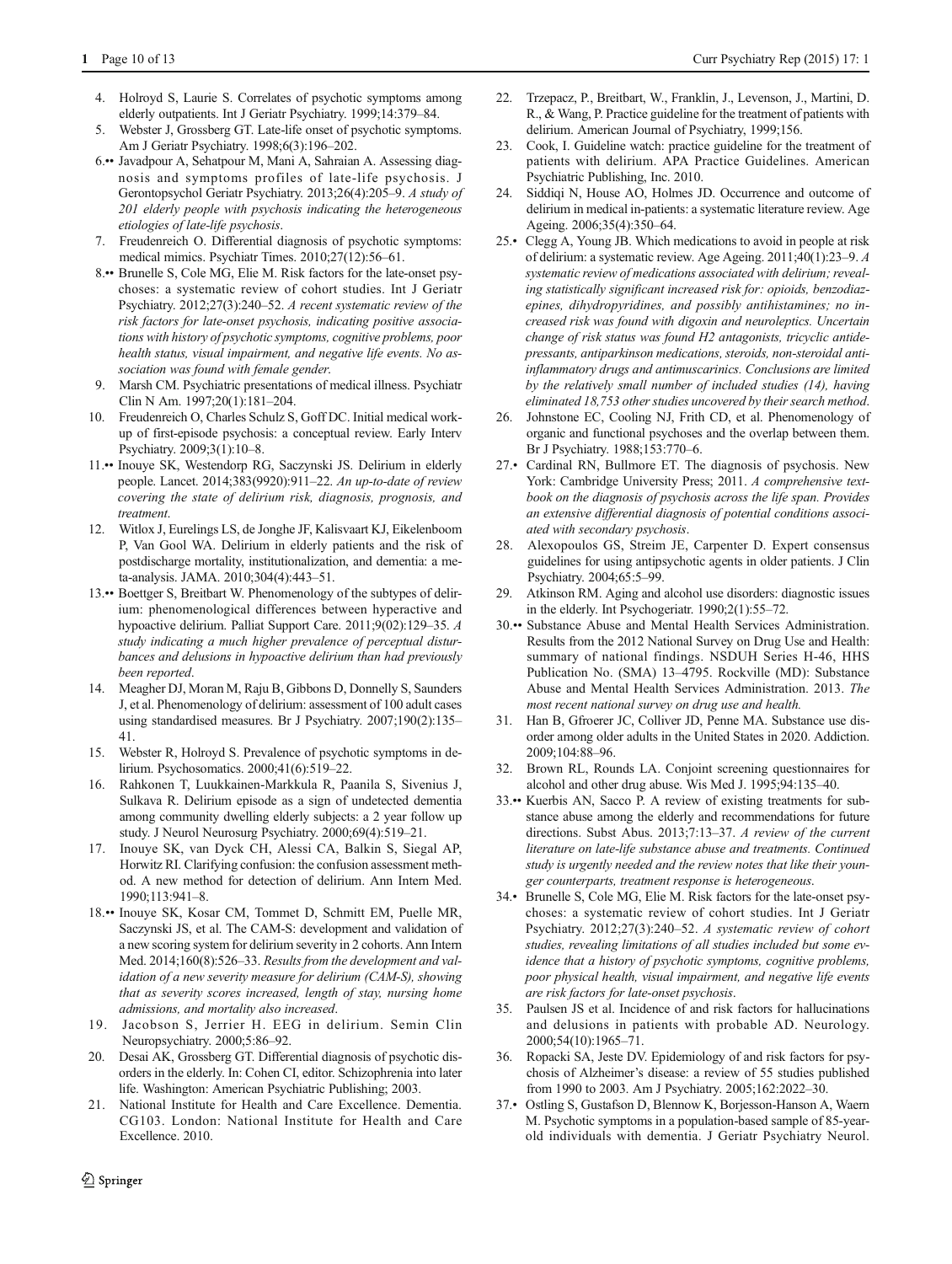4. Holroyd S, Laurie S. Correlates of psychotic symptoms among elderly outpatients. Int J Geriatr Psychiatry. 1999;14:379–84.
5. Webster J, Grossberg GT. Late-life onset of psychotic symptoms. Am J Geriatr Psychiatry. 1998;6(3):196–202.
6.•• Javadpour A, Sehatpour M, Mani A, Sahraian A. Assessing diagnosis and symptoms profiles of late-life psychosis. J Gerontopsychol Geriatr Psychiatry. 2013;26(4):205–9. *A study of 201 elderly people with psychosis indicating the heterogeneous etiologies of late-life psychosis*.
7. Freudenreich O. Differential diagnosis of psychotic symptoms: medical mimics. Psychiatr Times. 2010;27(12):56–61.
8.•• Brunelle S, Cole MG, Elie M. Risk factors for the late-onset psychoses: a systematic review of cohort studies. Int J Geriatr Psychiatry. 2012;27(3):240–52. *A recent systematic review of the risk factors for late-onset psychosis, indicating positive associations with history of psychotic symptoms, cognitive problems, poor health status, visual impairment, and negative life events. No association was found with female gender*.
9. Marsh CM. Psychiatric presentations of medical illness. Psychiatr Clin N Am. 1997;20(1):181–204.
10. Freudenreich O, Charles Schulz S, Goff DC. Initial medical workup of first-episode psychosis: a conceptual review. Early Interv Psychiatry. 2009;3(1):10–8.
11.•• Inouye SK, Westendorp RG, Saczynski JS. Delirium in elderly people. Lancet. 2014;383(9920):911–22. *An up-to-date of review covering the state of delirium risk, diagnosis, prognosis, and treatment*.
12. Witlox J, Eurelings LS, de Jonghe JF, Kalisvaart KJ, Eikelenboom P, Van Gool WA. Delirium in elderly patients and the risk of postdischarge mortality, institutionalization, and dementia: a meta-analysis. JAMA. 2010;304(4):443–51.
13.•• Boettger S, Breitbart W. Phenomenology of the subtypes of delirium: phenomenological differences between hyperactive and hypoactive delirium. Palliat Support Care. 2011;9(02):129–35. *A study indicating a much higher prevalence of perceptual disturbances and delusions in hypoactive delirium than had previously been reported*.
14. Meagher DJ, Moran M, Raju B, Gibbons D, Donnelly S, Saunders J, et al. Phenomenology of delirium: assessment of 100 adult cases using standardised measures. Br J Psychiatry. 2007;190(2):135–41.
15. Webster R, Holroyd S. Prevalence of psychotic symptoms in delirium. Psychosomatics. 2000;41(6):519–22.
16. Rahkonen T, Luukkainen-Markkula R, Paanila S, Sivenius J, Sulkava R. Delirium episode as a sign of undetected dementia among community dwelling elderly subjects: a 2 year follow up study. J Neurol Neurosurg Psychiatry. 2000;69(4):519–21.
17. Inouye SK, van Dyck CH, Alessi CA, Balkin S, Siegal AP, Horwitz RI. Clarifying confusion: the confusion assessment method. A new method for detection of delirium. Ann Intern Med. 1990;113:941–8.
18.•• Inouye SK, Kosar CM, Tommet D, Schmitt EM, Puelle MR, Saczynski JS, et al. The CAM-S: development and validation of a new scoring system for delirium severity in 2 cohorts. Ann Intern Med. 2014;160(8):526–33. *Results from the development and validation of a new severity measure for delirium (CAM-S), showing that as severity scores increased, length of stay, nursing home admissions, and mortality also increased*.
19. Jacobson S, Jerrier H. EEG in delirium. Semin Clin Neuropsychiatry. 2000;5:86–92.
20. Desai AK, Grossberg GT. Differential diagnosis of psychotic disorders in the elderly. In: Cohen CI, editor. Schizophrenia into later life. Washington: American Psychiatric Publishing; 2003.
21. National Institute for Health and Care Excellence. Dementia. CG103. London: National Institute for Health and Care Excellence. 2010.
22. Trzepacz, P., Breitbart, W., Franklin, J., Levenson, J., Martini, D. R., & Wang, P. Practice guideline for the treatment of patients with delirium. American Journal of Psychiatry, 1999;156.
23. Cook, I. Guideline watch: practice guideline for the treatment of patients with delirium. APA Practice Guidelines. American Psychiatric Publishing, Inc. 2010.
24. Siddiqi N, House AO, Holmes JD. Occurrence and outcome of delirium in medical in-patients: a systematic literature review. Age Ageing. 2006;35(4):350–64.
25.• Clegg A, Young JB. Which medications to avoid in people at risk of delirium: a systematic review. Age Ageing. 2011;40(1):23–9. *A systematic review of medications associated with delirium; revealing statistically significant increased risk for: opioids, benzodiazepines, dihydropyridines, and possibly antihistamines; no increased risk was found with digoxin and neuroleptics. Uncertain change of risk status was found H2 antagonists, tricyclic antidepressants, antiparkinson medications, steroids, non-steroidal anti-inflammatory drugs and antimuscarinics. Conclusions are limited by the relatively small number of included studies (14), having eliminated 18,753 other studies uncovered by their search method*.
26. Johnstone EC, Cooling NJ, Frith CD, et al. Phenomenology of organic and functional psychoses and the overlap between them. Br J Psychiatry. 1988;153:770–6.
27.• Cardinal RN, Bullmore ET. The diagnosis of psychosis. New York: Cambridge University Press; 2011. *A comprehensive textbook on the diagnosis of psychosis across the life span. Provides an extensive differential diagnosis of potential conditions associated with secondary psychosis*.
28. Alexopoulos GS, Streim JE, Carpenter D. Expert consensus guidelines for using antipsychotic agents in older patients. J Clin Psychiatry. 2004;65:5–99.
29. Atkinson RM. Aging and alcohol use disorders: diagnostic issues in the elderly. Int Psychogeriatr. 1990;2(1):55–72.
30.•• Substance Abuse and Mental Health Services Administration. Results from the 2012 National Survey on Drug Use and Health: summary of national findings. NSDUH Series H-46, HHS Publication No. (SMA) 13–4795. Rockville (MD): Substance Abuse and Mental Health Services Administration. 2013. *The most recent national survey on drug use and health.*
31. Han B, Gfroerer JC, Colliver JD, Penne MA. Substance use disorder among older adults in the United States in 2020. Addiction. 2009;104:88–96.
32. Brown RL, Rounds LA. Conjoint screening questionnaires for alcohol and other drug abuse. Wis Med J. 1995;94:135–40.
33.•• Kuerbis AN, Sacco P. A review of existing treatments for substance abuse among the elderly and recommendations for future directions. Subst Abus. 2013;7:13–37. *A review of the current literature on late-life substance abuse and treatments. Continued study is urgently needed and the review notes that like their younger counterparts, treatment response is heterogeneous*.
34.• Brunelle S, Cole MG, Elie M. Risk factors for the late-onset psychoses: a systematic review of cohort studies. Int J Geriatr Psychiatry. 2012;27(3):240–52. *A systematic review of cohort studies, revealing limitations of all studies included but some evidence that a history of psychotic symptoms, cognitive problems, poor physical health, visual impairment, and negative life events are risk factors for late-onset psychosis*.
35. Paulsen JS et al. Incidence of and risk factors for hallucinations and delusions in patients with probable AD. Neurology. 2000;54(10):1965–71.
36. Ropacki SA, Jeste DV. Epidemiology of and risk factors for psychosis of Alzheimer's disease: a review of 55 studies published from 1990 to 2003. Am J Psychiatry. 2005;162:2022–30.
37.• Ostling S, Gustafson D, Blennow K, Borjesson-Hanson A, Waern M. Psychotic symptoms in a population-based sample of 85-year-old individuals with dementia. J Geriatr Psychiatry Neurol.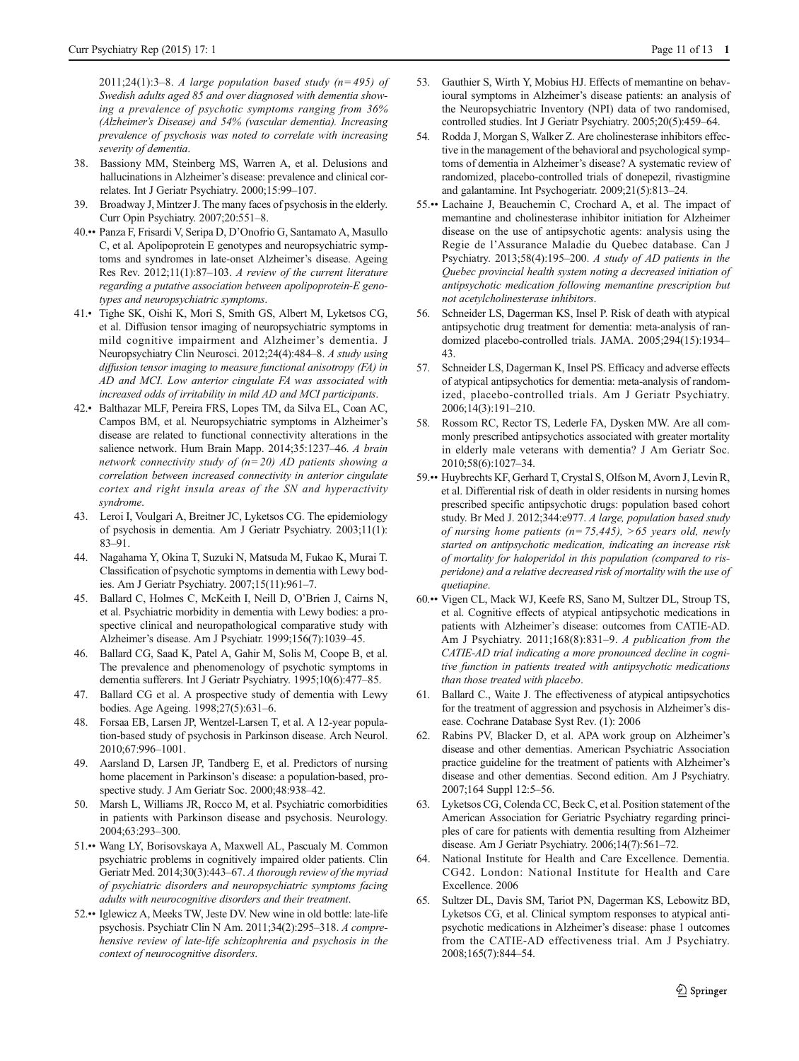2011;24(1):3–8. *A large population based study (n= 495) of Swedish adults aged 85 and over diagnosed with dementia showing a prevalence of psychotic symptoms ranging from 36% (Alzheimer's Disease) and 54% (vascular dementia). Increasing prevalence of psychosis was noted to correlate with increasing severity of dementia*.

38. Bassiony MM, Steinberg MS, Warren A, et al. Delusions and hallucinations in Alzheimer's disease: prevalence and clinical correlates. Int J Geriatr Psychiatry. 2000;15:99–107.
39. Broadway J, Mintzer J. The many faces of psychosis in the elderly. Curr Opin Psychiatry. 2007;20:551–8.
40.•• Panza F, Frisardi V, Seripa D, D'Onofrio G, Santamato A, Masullo C, et al. Apolipoprotein E genotypes and neuropsychiatric symptoms and syndromes in late-onset Alzheimer's disease. Ageing Res Rev. 2012;11(1):87–103. *A review of the current literature regarding a putative association between apolipoprotein-E genotypes and neuropsychiatric symptoms*.
41.• Tighe SK, Oishi K, Mori S, Smith GS, Albert M, Lyketsos CG, et al. Diffusion tensor imaging of neuropsychiatric symptoms in mild cognitive impairment and Alzheimer's dementia. J Neuropsychiatry Clin Neurosci. 2012;24(4):484–8. *A study using diffusion tensor imaging to measure functional anisotropy (FA) in AD and MCI. Low anterior cingulate FA was associated with increased odds of irritability in mild AD and MCI participants*.
42.• Balthazar MLF, Pereira FRS, Lopes TM, da Silva EL, Coan AC, Campos BM, et al. Neuropsychiatric symptoms in Alzheimer's disease are related to functional connectivity alterations in the salience network. Hum Brain Mapp. 2014;35:1237–46. *A brain network connectivity study of (n= 20) AD patients showing a correlation between increased connectivity in anterior cingulate cortex and right insula areas of the SN and hyperactivity syndrome*.
43. Leroi I, Voulgari A, Breitner JC, Lyketsos CG. The epidemiology of psychosis in dementia. Am J Geriatr Psychiatry. 2003;11(1): 83–91.
44. Nagahama Y, Okina T, Suzuki N, Matsuda M, Fukao K, Murai T. Classification of psychotic symptoms in dementia with Lewy bodies. Am J Geriatr Psychiatry. 2007;15(11):961–7.
45. Ballard C, Holmes C, McKeith I, Neill D, O'Brien J, Cairns N, et al. Psychiatric morbidity in dementia with Lewy bodies: a prospective clinical and neuropathological comparative study with Alzheimer's disease. Am J Psychiatr. 1999;156(7):1039–45.
46. Ballard CG, Saad K, Patel A, Gahir M, Solis M, Coope B, et al. The prevalence and phenomenology of psychotic symptoms in dementia sufferers. Int J Geriatr Psychiatry. 1995;10(6):477–85.
47. Ballard CG et al. A prospective study of dementia with Lewy bodies. Age Ageing. 1998;27(5):631–6.
48. Forsaa EB, Larsen JP, Wentzel-Larsen T, et al. A 12-year population-based study of psychosis in Parkinson disease. Arch Neurol. 2010;67:996–1001.
49. Aarsland D, Larsen JP, Tandberg E, et al. Predictors of nursing home placement in Parkinson's disease: a population-based, prospective study. J Am Geriatr Soc. 2000;48:938–42.
50. Marsh L, Williams JR, Rocco M, et al. Psychiatric comorbidities in patients with Parkinson disease and psychosis. Neurology. 2004;63:293–300.
51.•• Wang LY, Borisovskaya A, Maxwell AL, Pascualy M. Common psychiatric problems in cognitively impaired older patients. Clin Geriatr Med. 2014;30(3):443–67. *A thorough review of the myriad of psychiatric disorders and neuropsychiatric symptoms facing adults with neurocognitive disorders and their treatment*.
52.•• Iglewicz A, Meeks TW, Jeste DV. New wine in old bottle: late-life psychosis. Psychiatr Clin N Am. 2011;34(2):295–318. *A comprehensive review of late-life schizophrenia and psychosis in the context of neurocognitive disorders*.
53. Gauthier S, Wirth Y, Mobius HJ. Effects of memantine on behavioural symptoms in Alzheimer's disease patients: an analysis of the Neuropsychiatric Inventory (NPI) data of two randomised, controlled studies. Int J Geriatr Psychiatry. 2005;20(5):459–64.
54. Rodda J, Morgan S, Walker Z. Are cholinesterase inhibitors effective in the management of the behavioral and psychological symptoms of dementia in Alzheimer's disease? A systematic review of randomized, placebo-controlled trials of donepezil, rivastigmine and galantamine. Int Psychogeriatr. 2009;21(5):813–24.
55.•• Lachaine J, Beauchemin C, Crochard A, et al. The impact of memantine and cholinesterase inhibitor initiation for Alzheimer disease on the use of antipsychotic agents: analysis using the Regie de l'Assurance Maladie du Quebec database. Can J Psychiatry. 2013;58(4):195–200. *A study of AD patients in the Quebec provincial health system noting a decreased initiation of antipsychotic medication following memantine prescription but not acetylcholinesterase inhibitors*.
56. Schneider LS, Dagerman KS, Insel P. Risk of death with atypical antipsychotic drug treatment for dementia: meta-analysis of randomized placebo-controlled trials. JAMA. 2005;294(15):1934–43.
57. Schneider LS, Dagerman K, Insel PS. Efficacy and adverse effects of atypical antipsychotics for dementia: meta-analysis of randomized, placebo-controlled trials. Am J Geriatr Psychiatry. 2006;14(3):191–210.
58. Rossom RC, Rector TS, Lederle FA, Dysken MW. Are all commonly prescribed antipsychotics associated with greater mortality in elderly male veterans with dementia? J Am Geriatr Soc. 2010;58(6):1027–34.
59.•• Huybrechts KF, Gerhard T, Crystal S, Olfson M, Avorn J, Levin R, et al. Differential risk of death in older residents in nursing homes prescribed specific antipsychotic drugs: population based cohort study. Br Med J. 2012;344:e977. *A large, population based study of nursing home patients (n= 75,445), >65 years old, newly started on antipsychotic medication, indicating an increase risk of mortality for haloperidol in this population (compared to risperidone) and a relative decreased risk of mortality with the use of quetiapine*.
60.•• Vigen CL, Mack WJ, Keefe RS, Sano M, Sultzer DL, Stroup TS, et al. Cognitive effects of atypical antipsychotic medications in patients with Alzheimer's disease: outcomes from CATIE-AD. Am J Psychiatry. 2011;168(8):831–9. *A publication from the CATIE-AD trial indicating a more pronounced decline in cognitive function in patients treated with antipsychotic medications than those treated with placebo*.
61. Ballard C., Waite J. The effectiveness of atypical antipsychotics for the treatment of aggression and psychosis in Alzheimer's disease. Cochrane Database Syst Rev. (1): 2006
62. Rabins PV, Blacker D, et al. APA work group on Alzheimer's disease and other dementias. American Psychiatric Association practice guideline for the treatment of patients with Alzheimer's disease and other dementias. Second edition. Am J Psychiatry. 2007;164 Suppl 12:5–56.
63. Lyketsos CG, Colenda CC, Beck C, et al. Position statement of the American Association for Geriatric Psychiatry regarding principles of care for patients with dementia resulting from Alzheimer disease. Am J Geriatr Psychiatry. 2006;14(7):561–72.
64. National Institute for Health and Care Excellence. Dementia. CG42. London: National Institute for Health and Care Excellence. 2006
65. Sultzer DL, Davis SM, Tariot PN, Dagerman KS, Lebowitz BD, Lyketsos CG, et al. Clinical symptom responses to atypical antipsychotic medications in Alzheimer's disease: phase 1 outcomes from the CATIE-AD effectiveness trial. Am J Psychiatry. 2008;165(7):844–54.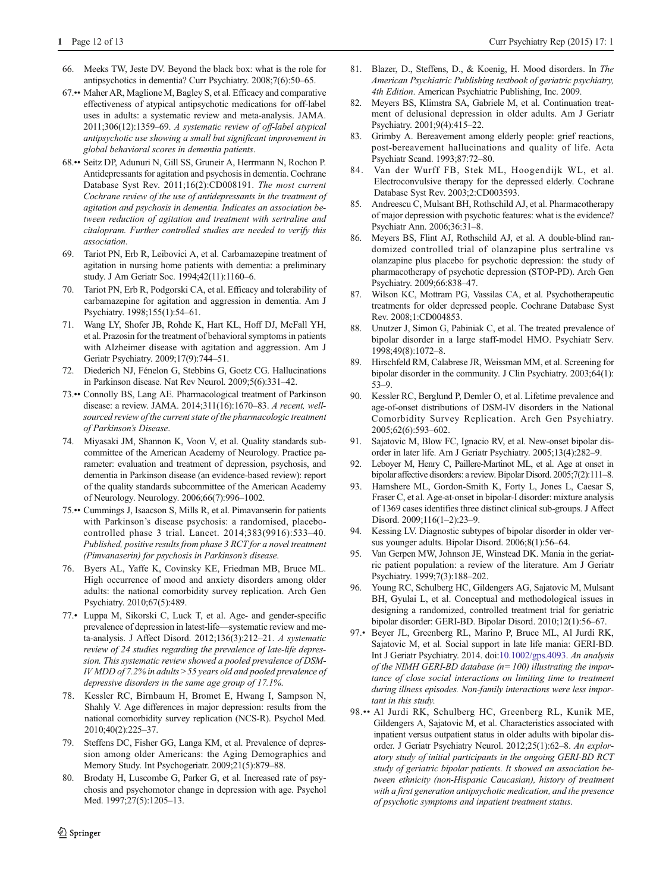66. Meeks TW, Jeste DV. Beyond the black box: what is the role for antipsychotics in dementia? Curr Psychiatry. 2008;7(6):50–65.
67.•• Maher AR, Maglione M, Bagley S, et al. Efficacy and comparative effectiveness of atypical antipsychotic medications for off-label uses in adults: a systematic review and meta-analysis. JAMA. 2011;306(12):1359–69. *A systematic review of off-label atypical antipsychotic use showing a small but significant improvement in global behavioral scores in dementia patients*.
68.•• Seitz DP, Adunuri N, Gill SS, Gruneir A, Herrmann N, Rochon P. Antidepressants for agitation and psychosis in dementia. Cochrane Database Syst Rev. 2011;16(2):CD008191. *The most current Cochrane review of the use of antidepressants in the treatment of agitation and psychosis in dementia. Indicates an association between reduction of agitation and treatment with sertraline and citalopram. Further controlled studies are needed to verify this association*.
69. Tariot PN, Erb R, Leibovici A, et al. Carbamazepine treatment of agitation in nursing home patients with dementia: a preliminary study. J Am Geriatr Soc. 1994;42(11):1160–6.
70. Tariot PN, Erb R, Podgorski CA, et al. Efficacy and tolerability of carbamazepine for agitation and aggression in dementia. Am J Psychiatry. 1998;155(1):54–61.
71. Wang LY, Shofer JB, Rohde K, Hart KL, Hoff DJ, McFall YH, et al. Prazosin for the treatment of behavioral symptoms in patients with Alzheimer disease with agitation and aggression. Am J Geriatr Psychiatry. 2009;17(9):744–51.
72. Diederich NJ, Fénelon G, Stebbins G, Goetz CG. Hallucinations in Parkinson disease. Nat Rev Neurol. 2009;5(6):331–42.
73.•• Connolly BS, Lang AE. Pharmacological treatment of Parkinson disease: a review. JAMA. 2014;311(16):1670–83. *A recent, well-sourced review of the current state of the pharmacologic treatment of Parkinson's Disease*.
74. Miyasaki JM, Shannon K, Voon V, et al. Quality standards subcommittee of the American Academy of Neurology. Practice parameter: evaluation and treatment of depression, psychosis, and dementia in Parkinson disease (an evidence-based review): report of the quality standards subcommittee of the American Academy of Neurology. Neurology. 2006;66(7):996–1002.
75.•• Cummings J, Isaacson S, Mills R, et al. Pimavanserin for patients with Parkinson's disease psychosis: a randomised, placebo-controlled phase 3 trial. Lancet. 2014;383(9916):533–40. *Published, positive results from phase 3 RCT for a novel treatment (Pimvanaserin) for psychosis in Parkinson's disease*.
76. Byers AL, Yaffe K, Covinsky KE, Friedman MB, Bruce ML. High occurrence of mood and anxiety disorders among older adults: the national comorbidity survey replication. Arch Gen Psychiatry. 2010;67(5):489.
77.• Luppa M, Sikorski C, Luck T, et al. Age- and gender-specific prevalence of depression in latest-life—systematic review and meta-analysis. J Affect Disord. 2012;136(3):212–21. *A systematic review of 24 studies regarding the prevalence of late-life depression. This systematic review showed a pooled prevalence of DSM-IV MDD of 7.2% in adults > 55 years old and pooled prevalence of depressive disorders in the same age group of 17.1%*.
78. Kessler RC, Birnbaum H, Bromet E, Hwang I, Sampson N, Shahly V. Age differences in major depression: results from the national comorbidity survey replication (NCS-R). Psychol Med. 2010;40(2):225–37.
79. Steffens DC, Fisher GG, Langa KM, et al. Prevalence of depression among older Americans: the Aging Demographics and Memory Study. Int Psychogeriatr. 2009;21(5):879–88.
80. Brodaty H, Luscombe G, Parker G, et al. Increased rate of psychosis and psychomotor change in depression with age. Psychol Med. 1997;27(5):1205–13.
81. Blazer, D., Steffens, D., & Koenig, H. Mood disorders. In *The American Psychiatric Publishing textbook of geriatric psychiatry, 4th Edition*. American Psychiatric Publishing, Inc. 2009.
82. Meyers BS, Klimstra SA, Gabriele M, et al. Continuation treatment of delusional depression in older adults. Am J Geriatr Psychiatry. 2001;9(4):415–22.
83. Grimby A. Bereavement among elderly people: grief reactions, post-bereavement hallucinations and quality of life. Acta Psychiatr Scand. 1993;87:72–80.
84. Van der Wurff FB, Stek ML, Hoogendijk WL, et al. Electroconvulsive therapy for the depressed elderly. Cochrane Database Syst Rev. 2003;2:CD003593.
85. Andreescu C, Mulsant BH, Rothschild AJ, et al. Pharmacotherapy of major depression with psychotic features: what is the evidence? Psychiatr Ann. 2006;36:31–8.
86. Meyers BS, Flint AJ, Rothschild AJ, et al. A double-blind randomized controlled trial of olanzapine plus sertraline vs olanzapine plus placebo for psychotic depression: the study of pharmacotherapy of psychotic depression (STOP-PD). Arch Gen Psychiatry. 2009;66:838–47.
87. Wilson KC, Mottram PG, Vassilas CA, et al. Psychotherapeutic treatments for older depressed people. Cochrane Database Syst Rev. 2008;1:CD004853.
88. Unutzer J, Simon G, Pabiniak C, et al. The treated prevalence of bipolar disorder in a large staff-model HMO. Psychiatr Serv. 1998;49(8):1072–8.
89. Hirschfeld RM, Calabrese JR, Weissman MM, et al. Screening for bipolar disorder in the community. J Clin Psychiatry. 2003;64(1):53–9.
90. Kessler RC, Berglund P, Demler O, et al. Lifetime prevalence and age-of-onset distributions of DSM-IV disorders in the National Comorbidity Survey Replication. Arch Gen Psychiatry. 2005;62(6):593–602.
91. Sajatovic M, Blow FC, Ignacio RV, et al. New-onset bipolar disorder in later life. Am J Geriatr Psychiatry. 2005;13(4):282–9.
92. Leboyer M, Henry C, Paillere-Martinot ML, et al. Age at onset in bipolar affective disorders: a review. Bipolar Disord. 2005;7(2):111–8.
93. Hamshere ML, Gordon-Smith K, Forty L, Jones L, Caesar S, Fraser C, et al. Age-at-onset in bipolar-I disorder: mixture analysis of 1369 cases identifies three distinct clinical sub-groups. J Affect Disord. 2009;116(1–2):23–9.
94. Kessing LV. Diagnostic subtypes of bipolar disorder in older versus younger adults. Bipolar Disord. 2006;8(1):56–64.
95. Van Gerpen MW, Johnson JE, Winstead DK. Mania in the geriatric patient population: a review of the literature. Am J Geriatr Psychiatry. 1999;7(3):188–202.
96. Young RC, Schulberg HC, Gildengers AG, Sajatovic M, Mulsant BH, Gyulai L, et al. Conceptual and methodological issues in designing a randomized, controlled treatment trial for geriatric bipolar disorder: GERI-BD. Bipolar Disord. 2010;12(1):56–67.
97.• Beyer JL, Greenberg RL, Marino P, Bruce ML, Al Jurdi RK, Sajatovic M, et al. Social support in late life mania: GERI-BD. Int J Geriatr Psychiatry. 2014. doi:10.1002/gps.4093. *An analysis of the NIMH GERI-BD database (n= 100) illustrating the importance of close social interactions on limiting time to treatment during illness episodes. Non-family interactions were less important in this study.*
98.•• Al Jurdi RK, Schulberg HC, Greenberg RL, Kunik ME, Gildengers A, Sajatovic M, et al. Characteristics associated with inpatient versus outpatient status in older adults with bipolar disorder. J Geriatr Psychiatry Neurol. 2012;25(1):62–8. *An exploratory study of initial participants in the ongoing GERI-BD RCT study of geriatric bipolar patients. It showed an association between ethnicity (non-Hispanic Caucasian), history of treatment with a first generation antipsychotic medication, and the presence of psychotic symptoms and inpatient treatment status*.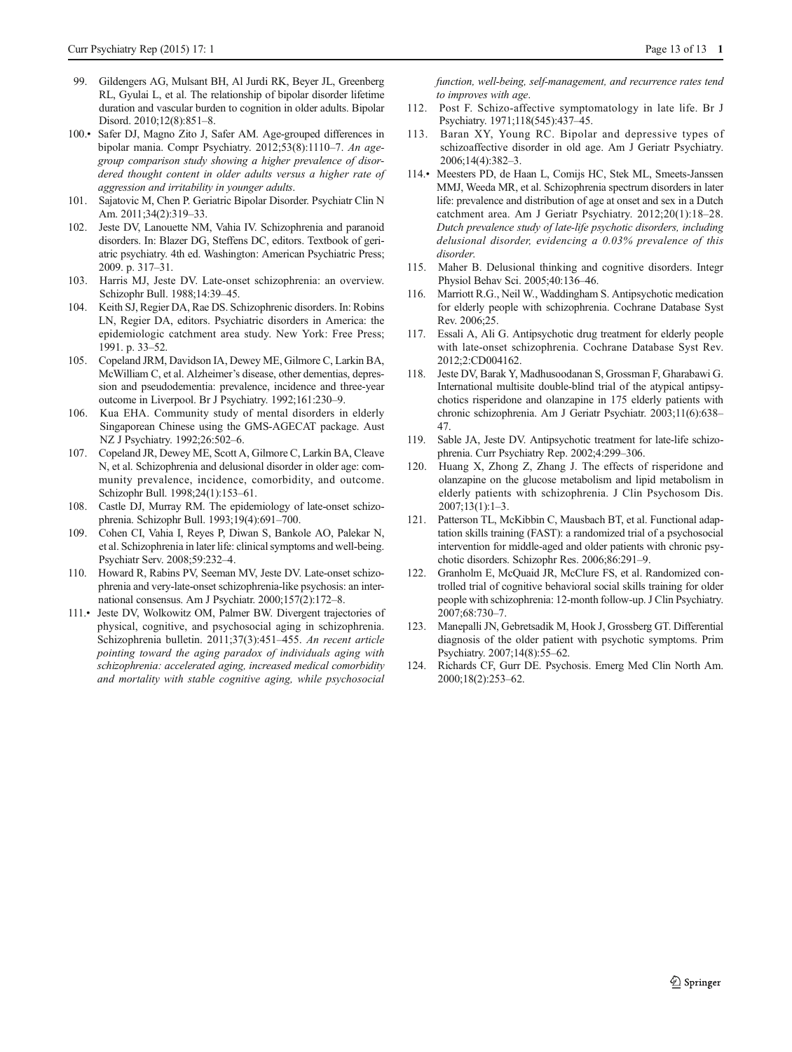99. Gildengers AG, Mulsant BH, Al Jurdi RK, Beyer JL, Greenberg RL, Gyulai L, et al. The relationship of bipolar disorder lifetime duration and vascular burden to cognition in older adults. Bipolar Disord. 2010;12(8):851–8.
100.• Safer DJ, Magno Zito J, Safer AM. Age-grouped differences in bipolar mania. Compr Psychiatry. 2012;53(8):1110–7. *An age-group comparison study showing a higher prevalence of disordered thought content in older adults versus a higher rate of aggression and irritability in younger adults.*
101. Sajatovic M, Chen P. Geriatric Bipolar Disorder. Psychiatr Clin N Am. 2011;34(2):319–33.
102. Jeste DV, Lanouette NM, Vahia IV. Schizophrenia and paranoid disorders. In: Blazer DG, Steffens DC, editors. Textbook of geriatric psychiatry. 4th ed. Washington: American Psychiatric Press; 2009. p. 317–31.
103. Harris MJ, Jeste DV. Late-onset schizophrenia: an overview. Schizophr Bull. 1988;14:39–45.
104. Keith SJ, Regier DA, Rae DS. Schizophrenic disorders. In: Robins LN, Regier DA, editors. Psychiatric disorders in America: the epidemiologic catchment area study. New York: Free Press; 1991. p. 33–52.
105. Copeland JRM, Davidson IA, Dewey ME, Gilmore C, Larkin BA, McWilliam C, et al. Alzheimer's disease, other dementias, depression and pseudodementia: prevalence, incidence and three-year outcome in Liverpool. Br J Psychiatry. 1992;161:230–9.
106. Kua EHA. Community study of mental disorders in elderly Singaporean Chinese using the GMS-AGECAT package. Aust NZ J Psychiatry. 1992;26:502–6.
107. Copeland JR, Dewey ME, Scott A, Gilmore C, Larkin BA, Cleave N, et al. Schizophrenia and delusional disorder in older age: community prevalence, incidence, comorbidity, and outcome. Schizophr Bull. 1998;24(1):153–61.
108. Castle DJ, Murray RM. The epidemiology of late-onset schizophrenia. Schizophr Bull. 1993;19(4):691–700.
109. Cohen CI, Vahia I, Reyes P, Diwan S, Bankole AO, Palekar N, et al. Schizophrenia in later life: clinical symptoms and well-being. Psychiatr Serv. 2008;59:232–4.
110. Howard R, Rabins PV, Seeman MV, Jeste DV. Late-onset schizophrenia and very-late-onset schizophrenia-like psychosis: an international consensus. Am J Psychiatr. 2000;157(2):172–8.
111.• Jeste DV, Wolkowitz OM, Palmer BW. Divergent trajectories of physical, cognitive, and psychosocial aging in schizophrenia. Schizophrenia bulletin. 2011;37(3):451–455. *An recent article pointing toward the aging paradox of individuals aging with schizophrenia: accelerated aging, increased medical comorbidity and mortality with stable cognitive aging, while psychosocial function, well-being, self-management, and recurrence rates tend to improves with age.*
112. Post F. Schizo-affective symptomatology in late life. Br J Psychiatry. 1971;118(545):437–45.
113. Baran XY, Young RC. Bipolar and depressive types of schizoaffective disorder in old age. Am J Geriatr Psychiatry. 2006;14(4):382–3.
114.• Meesters PD, de Haan L, Comijs HC, Stek ML, Smeets-Janssen MMJ, Weeda MR, et al. Schizophrenia spectrum disorders in later life: prevalence and distribution of age at onset and sex in a Dutch catchment area. Am J Geriatr Psychiatry. 2012;20(1):18–28. *Dutch prevalence study of late-life psychotic disorders, including delusional disorder, evidencing a 0.03% prevalence of this disorder.*
115. Maher B. Delusional thinking and cognitive disorders. Integr Physiol Behav Sci. 2005;40:136–46.
116. Marriott R.G., Neil W., Waddingham S. Antipsychotic medication for elderly people with schizophrenia. Cochrane Database Syst Rev. 2006;25.
117. Essali A, Ali G. Antipsychotic drug treatment for elderly people with late-onset schizophrenia. Cochrane Database Syst Rev. 2012;2:CD004162.
118. Jeste DV, Barak Y, Madhusoodanan S, Grossman F, Gharabawi G. International multisite double-blind trial of the atypical antipsychotics risperidone and olanzapine in 175 elderly patients with chronic schizophrenia. Am J Geriatr Psychiatr. 2003;11(6):638–47.
119. Sable JA, Jeste DV. Antipsychotic treatment for late-life schizophrenia. Curr Psychiatry Rep. 2002;4:299–306.
120. Huang X, Zhong Z, Zhang J. The effects of risperidone and olanzapine on the glucose metabolism and lipid metabolism in elderly patients with schizophrenia. J Clin Psychosom Dis. 2007;13(1):1–3.
121. Patterson TL, McKibbin C, Mausbach BT, et al. Functional adaptation skills training (FAST): a randomized trial of a psychosocial intervention for middle-aged and older patients with chronic psychotic disorders. Schizophr Res. 2006;86:291–9.
122. Granholm E, McQuaid JR, McClure FS, et al. Randomized controlled trial of cognitive behavioral social skills training for older people with schizophrenia: 12-month follow-up. J Clin Psychiatry. 2007;68:730–7.
123. Manepalli JN, Gebretsadik M, Hook J, Grossberg GT. Differential diagnosis of the older patient with psychotic symptoms. Prim Psychiatry. 2007;14(8):55–62.
124. Richards CF, Gurr DE. Psychosis. Emerg Med Clin North Am. 2000;18(2):253–62.